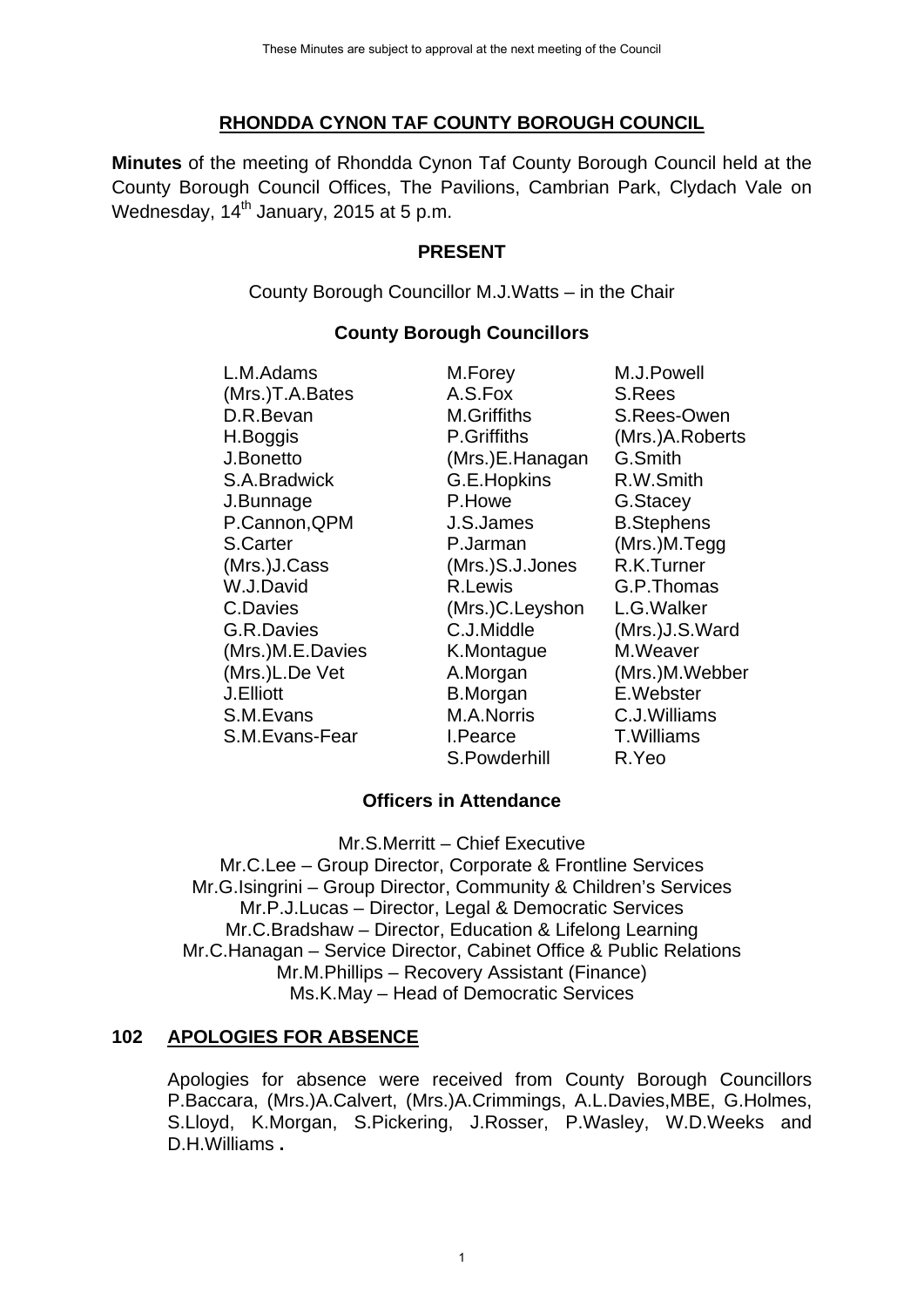These Minutes are subject to approval at the next meeting of the Council

# RHONDDA CYNON TAF COUNTY BOROUGH COUNCIL

**Minutes** of the meeting of Rhondda Cynon Taf County Borough Council held at the County Borough Council Offices, The Pavilions, Cambrian Park, Clydach Vale on Wednesday, 14th January, 2015 at 5 p.m.

## PRESENT

County Borough Councillor M.J.Watts – in the Chair

### County Borough Councillors

| | | |
|---|---|---|
| L.M.Adams | M.Forey | M.J.Powell |
| (Mrs.)T.A.Bates | A.S.Fox | S.Rees |
| D.R.Bevan | M.Griffiths | S.Rees-Owen |
| H.Boggis | P.Griffiths | (Mrs.)A.Roberts |
| J.Bonetto | (Mrs.)E.Hanagan | G.Smith |
| S.A.Bradwick | G.E.Hopkins | R.W.Smith |
| J.Bunnage | P.Howe | G.Stacey |
| P.Cannon,QPM | J.S.James | B.Stephens |
| S.Carter | P.Jarman | (Mrs.)M.Tegg |
| (Mrs.)J.Cass | (Mrs.)S.J.Jones | R.K.Turner |
| W.J.David | R.Lewis | G.P.Thomas |
| C.Davies | (Mrs.)C.Leyshon | L.G.Walker |
| G.R.Davies | C.J.Middle | (Mrs.)J.S.Ward |
| (Mrs.)M.E.Davies | K.Montague | M.Weaver |
| (Mrs.)L.De Vet | A.Morgan | (Mrs.)M.Webber |
| J.Elliott | B.Morgan | E.Webster |
| S.M.Evans | M.A.Norris | C.J.Williams |
| S.M.Evans-Fear | I.Pearce | T.Williams |
| | S.Powderhill | R.Yeo |

### Officers in Attendance

Mr.S.Merritt – Chief Executive
Mr.C.Lee – Group Director, Corporate & Frontline Services
Mr.G.Isingrini – Group Director, Community & Children's Services
Mr.P.J.Lucas – Director, Legal & Democratic Services
Mr.C.Bradshaw – Director, Education & Lifelong Learning
Mr.C.Hanagan – Service Director, Cabinet Office & Public Relations
Mr.M.Phillips – Recovery Assistant (Finance)
Ms.K.May – Head of Democratic Services

## 102 APOLOGIES FOR ABSENCE

Apologies for absence were received from County Borough Councillors P.Baccara, (Mrs.)A.Calvert, (Mrs.)A.Crimmings, A.L.Davies,MBE, G.Holmes, S.Lloyd, K.Morgan, S.Pickering, J.Rosser, P.Wasley, W.D.Weeks and D.H.Williams **.**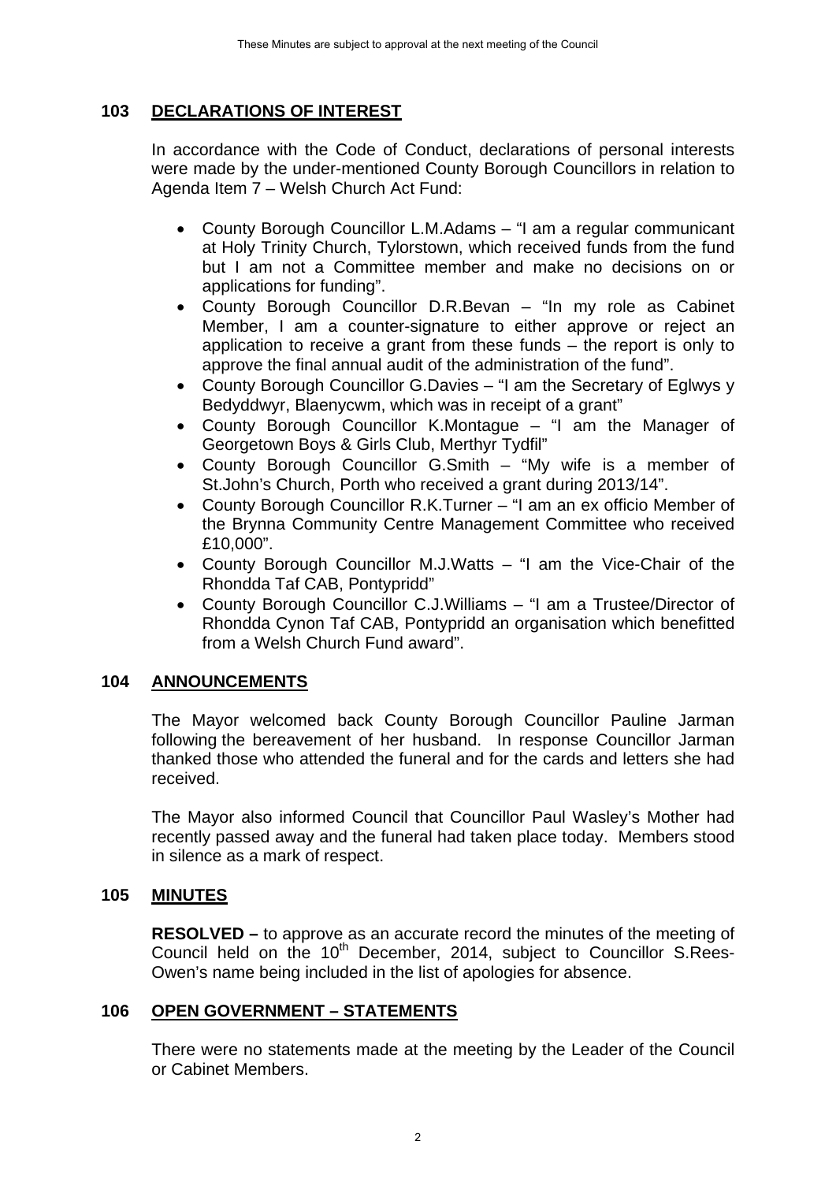## 103 DECLARATIONS OF INTEREST

In accordance with the Code of Conduct, declarations of personal interests were made by the under-mentioned County Borough Councillors in relation to Agenda Item 7 – Welsh Church Act Fund:

- County Borough Councillor L.M.Adams – "I am a regular communicant at Holy Trinity Church, Tylorstown, which received funds from the fund but I am not a Committee member and make no decisions on or applications for funding".
- County Borough Councillor D.R.Bevan – "In my role as Cabinet Member, I am a counter-signature to either approve or reject an application to receive a grant from these funds – the report is only to approve the final annual audit of the administration of the fund".
- County Borough Councillor G.Davies – "I am the Secretary of Eglwys y Bedyddwyr, Blaenycwm, which was in receipt of a grant"
- County Borough Councillor K.Montague – "I am the Manager of Georgetown Boys & Girls Club, Merthyr Tydfil"
- County Borough Councillor G.Smith – "My wife is a member of St.John's Church, Porth who received a grant during 2013/14".
- County Borough Councillor R.K.Turner – "I am an ex officio Member of the Brynna Community Centre Management Committee who received £10,000".
- County Borough Councillor M.J.Watts – "I am the Vice-Chair of the Rhondda Taf CAB, Pontypridd"
- County Borough Councillor C.J.Williams – "I am a Trustee/Director of Rhondda Cynon Taf CAB, Pontypridd an organisation which benefitted from a Welsh Church Fund award".

## 104 ANNOUNCEMENTS

The Mayor welcomed back County Borough Councillor Pauline Jarman following the bereavement of her husband. In response Councillor Jarman thanked those who attended the funeral and for the cards and letters she had received.

The Mayor also informed Council that Councillor Paul Wasley's Mother had recently passed away and the funeral had taken place today. Members stood in silence as a mark of respect.

## 105 MINUTES

**RESOLVED –** to approve as an accurate record the minutes of the meeting of Council held on the 10th December, 2014, subject to Councillor S.Rees-Owen's name being included in the list of apologies for absence.

## 106 OPEN GOVERNMENT – STATEMENTS

There were no statements made at the meeting by the Leader of the Council or Cabinet Members.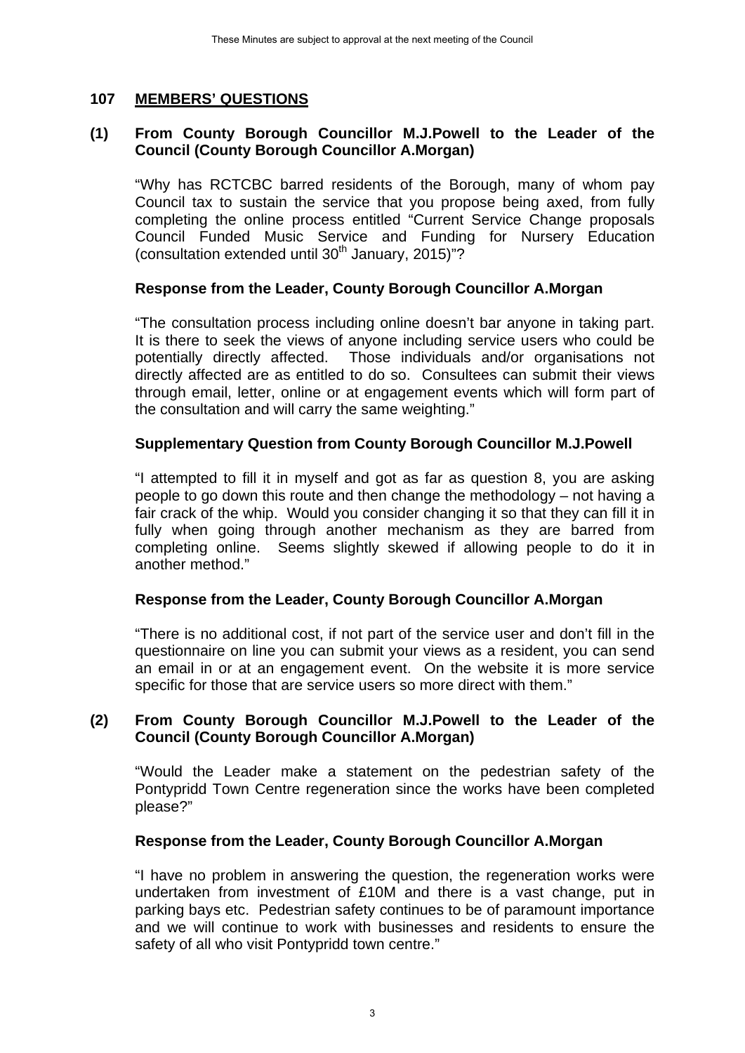## 107 MEMBERS' QUESTIONS

**(1) From County Borough Councillor M.J.Powell to the Leader of the Council (County Borough Councillor A.Morgan)**

"Why has RCTCBC barred residents of the Borough, many of whom pay Council tax to sustain the service that you propose being axed, from fully completing the online process entitled "Current Service Change proposals Council Funded Music Service and Funding for Nursery Education (consultation extended until 30th January, 2015)"?

**Response from the Leader, County Borough Councillor A.Morgan**

"The consultation process including online doesn't bar anyone in taking part. It is there to seek the views of anyone including service users who could be potentially directly affected. Those individuals and/or organisations not directly affected are as entitled to do so. Consultees can submit their views through email, letter, online or at engagement events which will form part of the consultation and will carry the same weighting."

**Supplementary Question from County Borough Councillor M.J.Powell**

"I attempted to fill it in myself and got as far as question 8, you are asking people to go down this route and then change the methodology – not having a fair crack of the whip. Would you consider changing it so that they can fill it in fully when going through another mechanism as they are barred from completing online. Seems slightly skewed if allowing people to do it in another method."

**Response from the Leader, County Borough Councillor A.Morgan**

"There is no additional cost, if not part of the service user and don't fill in the questionnaire on line you can submit your views as a resident, you can send an email in or at an engagement event. On the website it is more service specific for those that are service users so more direct with them."

**(2) From County Borough Councillor M.J.Powell to the Leader of the Council (County Borough Councillor A.Morgan)**

"Would the Leader make a statement on the pedestrian safety of the Pontypridd Town Centre regeneration since the works have been completed please?"

**Response from the Leader, County Borough Councillor A.Morgan**

"I have no problem in answering the question, the regeneration works were undertaken from investment of £10M and there is a vast change, put in parking bays etc. Pedestrian safety continues to be of paramount importance and we will continue to work with businesses and residents to ensure the safety of all who visit Pontypridd town centre."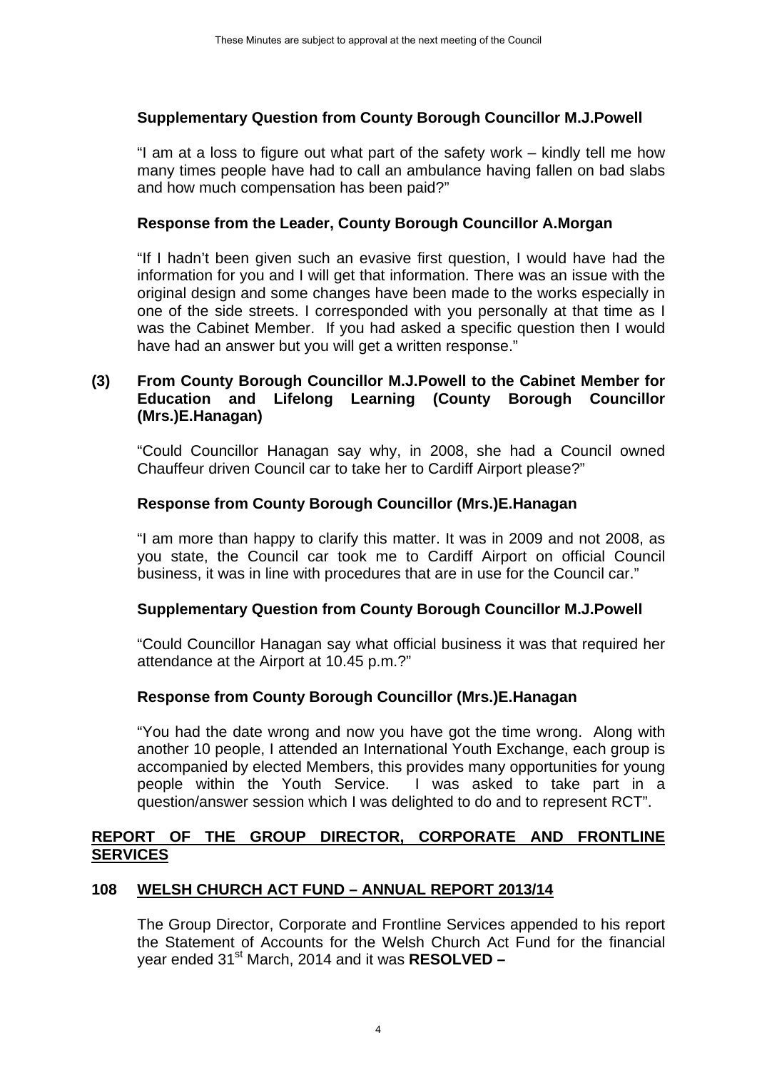**Supplementary Question from County Borough Councillor M.J.Powell**

"I am at a loss to figure out what part of the safety work – kindly tell me how many times people have had to call an ambulance having fallen on bad slabs and how much compensation has been paid?"

**Response from the Leader, County Borough Councillor A.Morgan**

"If I hadn't been given such an evasive first question, I would have had the information for you and I will get that information. There was an issue with the original design and some changes have been made to the works especially in one of the side streets. I corresponded with you personally at that time as I was the Cabinet Member. If you had asked a specific question then I would have had an answer but you will get a written response."

**(3) From County Borough Councillor M.J.Powell to the Cabinet Member for Education and Lifelong Learning (County Borough Councillor (Mrs.)E.Hanagan)**

"Could Councillor Hanagan say why, in 2008, she had a Council owned Chauffeur driven Council car to take her to Cardiff Airport please?"

**Response from County Borough Councillor (Mrs.)E.Hanagan**

"I am more than happy to clarify this matter. It was in 2009 and not 2008, as you state, the Council car took me to Cardiff Airport on official Council business, it was in line with procedures that are in use for the Council car."

**Supplementary Question from County Borough Councillor M.J.Powell**

"Could Councillor Hanagan say what official business it was that required her attendance at the Airport at 10.45 p.m.?"

**Response from County Borough Councillor (Mrs.)E.Hanagan**

"You had the date wrong and now you have got the time wrong. Along with another 10 people, I attended an International Youth Exchange, each group is accompanied by elected Members, this provides many opportunities for young people within the Youth Service. I was asked to take part in a question/answer session which I was delighted to do and to represent RCT".

**REPORT OF THE GROUP DIRECTOR, CORPORATE AND FRONTLINE SERVICES**

**108 WELSH CHURCH ACT FUND – ANNUAL REPORT 2013/14**

The Group Director, Corporate and Frontline Services appended to his report the Statement of Accounts for the Welsh Church Act Fund for the financial year ended 31st March, 2014 and it was **RESOLVED –**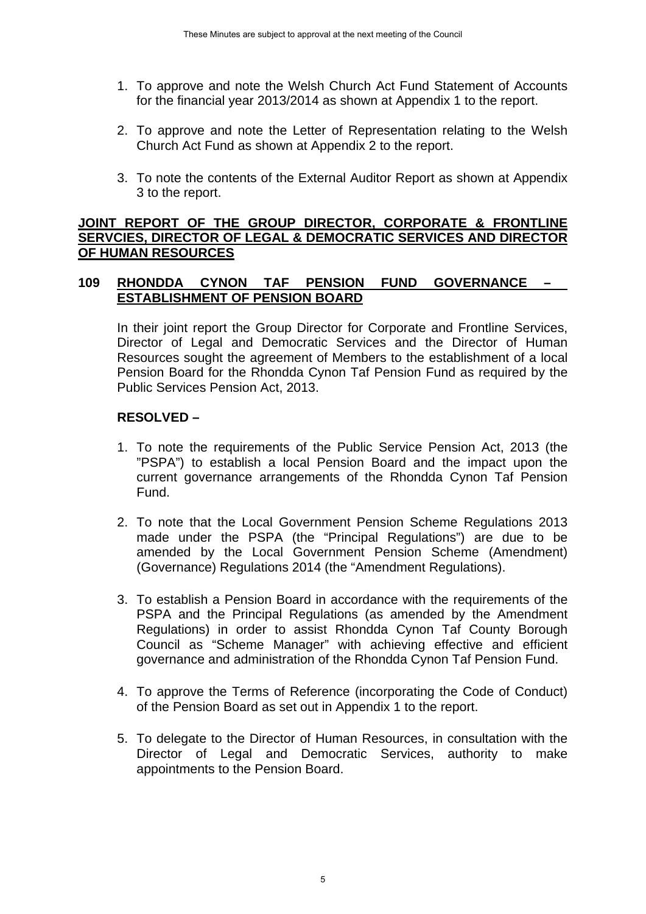1. To approve and note the Welsh Church Act Fund Statement of Accounts for the financial year 2013/2014 as shown at Appendix 1 to the report.

2. To approve and note the Letter of Representation relating to the Welsh Church Act Fund as shown at Appendix 2 to the report.

3. To note the contents of the External Auditor Report as shown at Appendix 3 to the report.

**JOINT REPORT OF THE GROUP DIRECTOR, CORPORATE & FRONTLINE SERVCIES, DIRECTOR OF LEGAL & DEMOCRATIC SERVICES AND DIRECTOR OF HUMAN RESOURCES**

**109 RHONDDA CYNON TAF PENSION FUND GOVERNANCE – ESTABLISHMENT OF PENSION BOARD**

In their joint report the Group Director for Corporate and Frontline Services, Director of Legal and Democratic Services and the Director of Human Resources sought the agreement of Members to the establishment of a local Pension Board for the Rhondda Cynon Taf Pension Fund as required by the Public Services Pension Act, 2013.

**RESOLVED –**

1. To note the requirements of the Public Service Pension Act, 2013 (the "PSPA") to establish a local Pension Board and the impact upon the current governance arrangements of the Rhondda Cynon Taf Pension Fund.

2. To note that the Local Government Pension Scheme Regulations 2013 made under the PSPA (the "Principal Regulations") are due to be amended by the Local Government Pension Scheme (Amendment) (Governance) Regulations 2014 (the "Amendment Regulations).

3. To establish a Pension Board in accordance with the requirements of the PSPA and the Principal Regulations (as amended by the Amendment Regulations) in order to assist Rhondda Cynon Taf County Borough Council as "Scheme Manager" with achieving effective and efficient governance and administration of the Rhondda Cynon Taf Pension Fund.

4. To approve the Terms of Reference (incorporating the Code of Conduct) of the Pension Board as set out in Appendix 1 to the report.

5. To delegate to the Director of Human Resources, in consultation with the Director of Legal and Democratic Services, authority to make appointments to the Pension Board.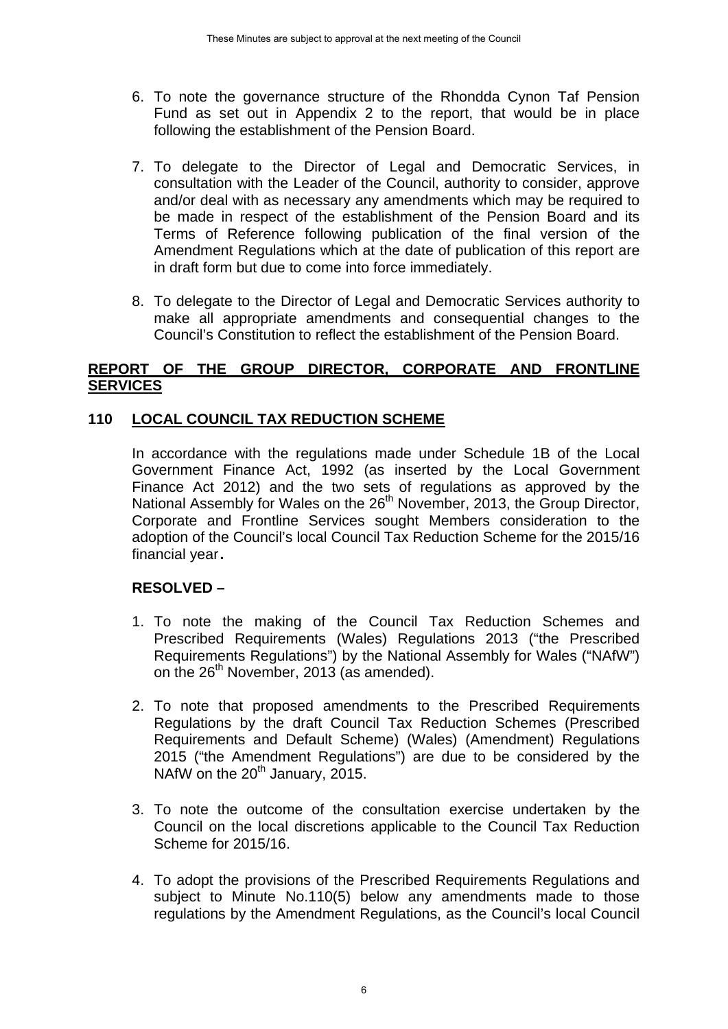6. To note the governance structure of the Rhondda Cynon Taf Pension Fund as set out in Appendix 2 to the report, that would be in place following the establishment of the Pension Board.

7. To delegate to the Director of Legal and Democratic Services, in consultation with the Leader of the Council, authority to consider, approve and/or deal with as necessary any amendments which may be required to be made in respect of the establishment of the Pension Board and its Terms of Reference following publication of the final version of the Amendment Regulations which at the date of publication of this report are in draft form but due to come into force immediately.

8. To delegate to the Director of Legal and Democratic Services authority to make all appropriate amendments and consequential changes to the Council's Constitution to reflect the establishment of the Pension Board.

**REPORT OF THE GROUP DIRECTOR, CORPORATE AND FRONTLINE SERVICES**

**110 LOCAL COUNCIL TAX REDUCTION SCHEME**

In accordance with the regulations made under Schedule 1B of the Local Government Finance Act, 1992 (as inserted by the Local Government Finance Act 2012) and the two sets of regulations as approved by the National Assembly for Wales on the 26th November, 2013, the Group Director, Corporate and Frontline Services sought Members consideration to the adoption of the Council's local Council Tax Reduction Scheme for the 2015/16 financial year.

**RESOLVED –**

1. To note the making of the Council Tax Reduction Schemes and Prescribed Requirements (Wales) Regulations 2013 ("the Prescribed Requirements Regulations") by the National Assembly for Wales ("NAfW") on the 26th November, 2013 (as amended).

2. To note that proposed amendments to the Prescribed Requirements Regulations by the draft Council Tax Reduction Schemes (Prescribed Requirements and Default Scheme) (Wales) (Amendment) Regulations 2015 ("the Amendment Regulations") are due to be considered by the NAfW on the 20th January, 2015.

3. To note the outcome of the consultation exercise undertaken by the Council on the local discretions applicable to the Council Tax Reduction Scheme for 2015/16.

4. To adopt the provisions of the Prescribed Requirements Regulations and subject to Minute No.110(5) below any amendments made to those regulations by the Amendment Regulations, as the Council's local Council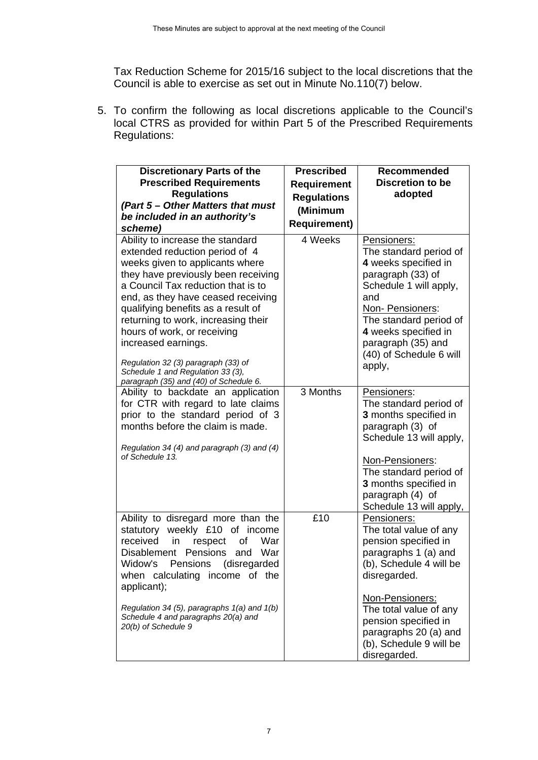Tax Reduction Scheme for 2015/16 subject to the local discretions that the Council is able to exercise as set out in Minute No.110(7) below.

5. To confirm the following as local discretions applicable to the Council's local CTRS as provided for within Part 5 of the Prescribed Requirements Regulations:

| **Discretionary Parts of the Prescribed Requirements Regulations** ***(Part 5 – Other Matters that must be included in an authority's scheme)*** | **Prescribed Requirement Regulations (Minimum Requirement)** | **Recommended Discretion to be adopted** |
|---|---|---|
| Ability to increase the standard extended reduction period of 4 weeks given to applicants where they have previously been receiving a Council Tax reduction that is to end, as they have ceased receiving qualifying benefits as a result of returning to work, increasing their hours of work, or receiving increased earnings.<br><br>*Regulation 32 (3) paragraph (33) of Schedule 1 and Regulation 33 (3), paragraph (35) and (40) of Schedule 6.* | 4 Weeks | Pensioners:<br>The standard period of **4** weeks specified in paragraph (33) of Schedule 1 will apply, and<br>Non- Pensioners:<br>The standard period of **4** weeks specified in paragraph (35) and (40) of Schedule 6 will apply, |
| Ability to backdate an application for CTR with regard to late claims prior to the standard period of 3 months before the claim is made.<br><br>*Regulation 34 (4) and paragraph (3) and (4) of Schedule 13.* | 3 Months | Pensioners:<br>The standard period of **3** months specified in paragraph (3) of Schedule 13 will apply,<br><br>Non-Pensioners:<br>The standard period of **3** months specified in paragraph (4) of Schedule 13 will apply, |
| Ability to disregard more than the statutory weekly £10 of income received in respect of War Disablement Pensions and War Widow's Pensions (disregarded when calculating income of the applicant);<br><br>*Regulation 34 (5), paragraphs 1(a) and 1(b) Schedule 4 and paragraphs 20(a) and 20(b) of Schedule 9* | £10 | Pensioners:<br>The total value of any pension specified in paragraphs 1 (a) and (b), Schedule 4 will be disregarded.<br><br>Non-Pensioners:<br>The total value of any pension specified in paragraphs 20 (a) and (b), Schedule 9 will be disregarded. |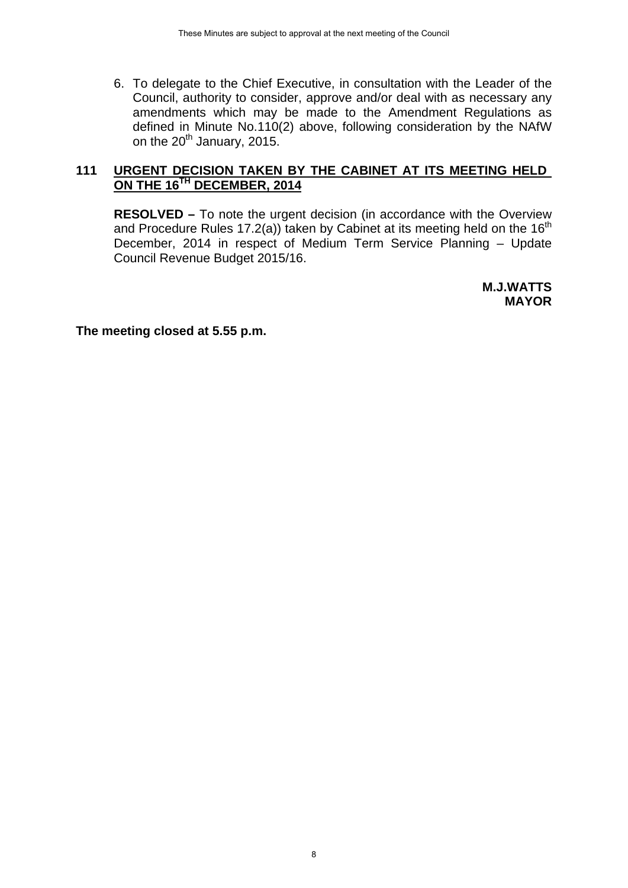6. To delegate to the Chief Executive, in consultation with the Leader of the Council, authority to consider, approve and/or deal with as necessary any amendments which may be made to the Amendment Regulations as defined in Minute No.110(2) above, following consideration by the NAfW on the 20th January, 2015.

## 111 URGENT DECISION TAKEN BY THE CABINET AT ITS MEETING HELD ON THE 16TH DECEMBER, 2014

**RESOLVED –** To note the urgent decision (in accordance with the Overview and Procedure Rules 17.2(a)) taken by Cabinet at its meeting held on the 16th December, 2014 in respect of Medium Term Service Planning – Update Council Revenue Budget 2015/16.

**M.J.WATTS**
**MAYOR**

**The meeting closed at 5.55 p.m.**